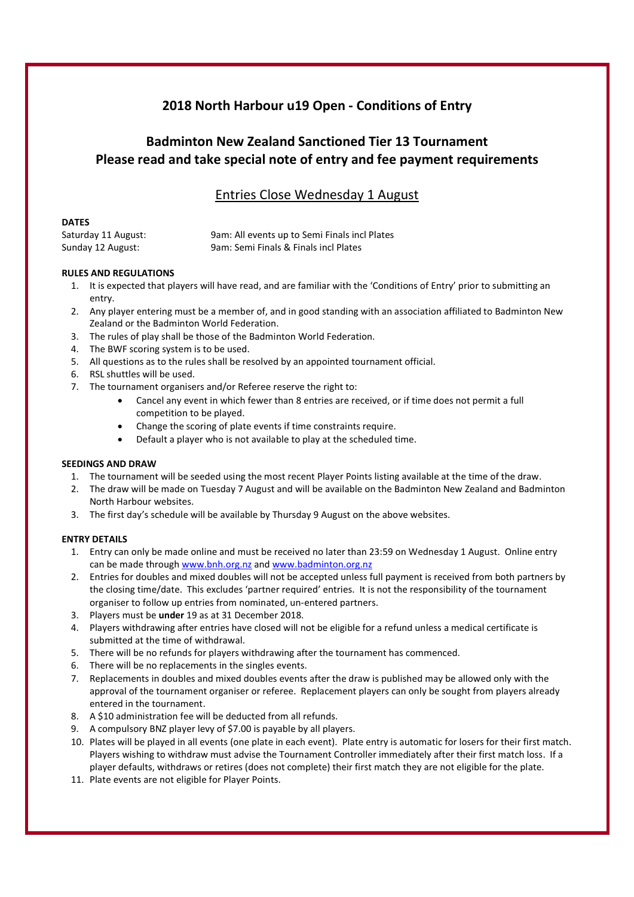# 2018 North Harbour u19 Open - Conditions of Entry

## Badminton New Zealand Sanctioned Tier 13 Tournament
## Please read and take special note of entry and fee payment requirements

### Entries Close Wednesday 1 August

**DATES**

Saturday 11 August: 9am: All events up to Semi Finals incl Plates
Sunday 12 August: 9am: Semi Finals & Finals incl Plates

**RULES AND REGULATIONS**

1. It is expected that players will have read, and are familiar with the 'Conditions of Entry' prior to submitting an entry.
2. Any player entering must be a member of, and in good standing with an association affiliated to Badminton New Zealand or the Badminton World Federation.
3. The rules of play shall be those of the Badminton World Federation.
4. The BWF scoring system is to be used.
5. All questions as to the rules shall be resolved by an appointed tournament official.
6. RSL shuttles will be used.
7. The tournament organisers and/or Referee reserve the right to:
   - Cancel any event in which fewer than 8 entries are received, or if time does not permit a full competition to be played.
   - Change the scoring of plate events if time constraints require.
   - Default a player who is not available to play at the scheduled time.

**SEEDINGS AND DRAW**

1. The tournament will be seeded using the most recent Player Points listing available at the time of the draw.
2. The draw will be made on Tuesday 7 August and will be available on the Badminton New Zealand and Badminton North Harbour websites.
3. The first day's schedule will be available by Thursday 9 August on the above websites.

**ENTRY DETAILS**

1. Entry can only be made online and must be received no later than 23:59 on Wednesday 1 August. Online entry can be made through www.bnh.org.nz and www.badminton.org.nz
2. Entries for doubles and mixed doubles will not be accepted unless full payment is received from both partners by the closing time/date. This excludes 'partner required' entries. It is not the responsibility of the tournament organiser to follow up entries from nominated, un-entered partners.
3. Players must be **under** 19 as at 31 December 2018.
4. Players withdrawing after entries have closed will not be eligible for a refund unless a medical certificate is submitted at the time of withdrawal.
5. There will be no refunds for players withdrawing after the tournament has commenced.
6. There will be no replacements in the singles events.
7. Replacements in doubles and mixed doubles events after the draw is published may be allowed only with the approval of the tournament organiser or referee. Replacement players can only be sought from players already entered in the tournament.
8. A $10 administration fee will be deducted from all refunds.
9. A compulsory BNZ player levy of $7.00 is payable by all players.
10. Plates will be played in all events (one plate in each event). Plate entry is automatic for losers for their first match. Players wishing to withdraw must advise the Tournament Controller immediately after their first match loss. If a player defaults, withdraws or retires (does not complete) their first match they are not eligible for the plate.
11. Plate events are not eligible for Player Points.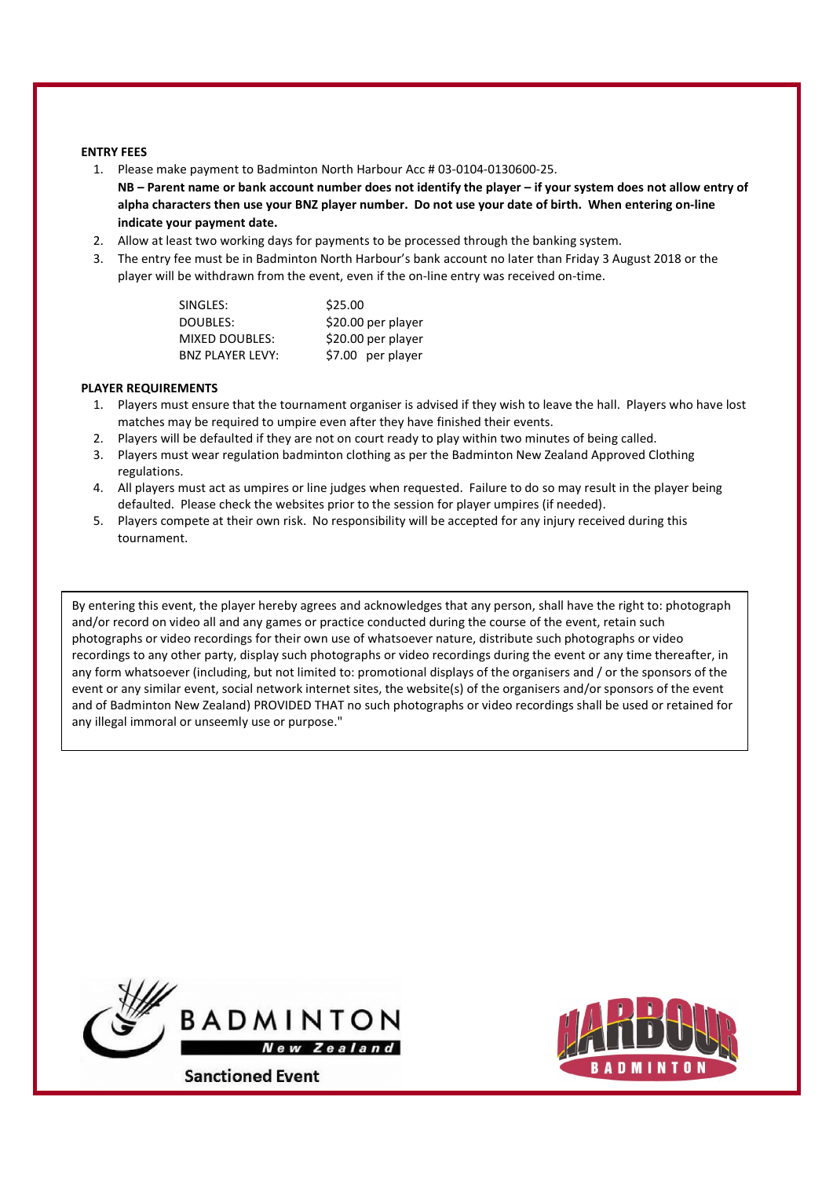**ENTRY FEES**

1. Please make payment to Badminton North Harbour Acc # 03-0104-0130600-25.
   **NB – Parent name or bank account number does not identify the player – if your system does not allow entry of alpha characters then use your BNZ player number. Do not use your date of birth. When entering on-line indicate your payment date.**
2. Allow at least two working days for payments to be processed through the banking system.
3. The entry fee must be in Badminton North Harbour's bank account no later than Friday 3 August 2018 or the player will be withdrawn from the event, even if the on-line entry was received on-time.

| | |
|---|---|
| SINGLES: | $25.00 |
| DOUBLES: | $20.00 per player |
| MIXED DOUBLES: | $20.00 per player |
| BNZ PLAYER LEVY: | $7.00 per player |

**PLAYER REQUIREMENTS**

1. Players must ensure that the tournament organiser is advised if they wish to leave the hall. Players who have lost matches may be required to umpire even after they have finished their events.
2. Players will be defaulted if they are not on court ready to play within two minutes of being called.
3. Players must wear regulation badminton clothing as per the Badminton New Zealand Approved Clothing regulations.
4. All players must act as umpires or line judges when requested. Failure to do so may result in the player being defaulted. Please check the websites prior to the session for player umpires (if needed).
5. Players compete at their own risk. No responsibility will be accepted for any injury received during this tournament.

By entering this event, the player hereby agrees and acknowledges that any person, shall have the right to: photograph and/or record on video all and any games or practice conducted during the course of the event, retain such photographs or video recordings for their own use of whatsoever nature, distribute such photographs or video recordings to any other party, display such photographs or video recordings during the event or any time thereafter, in any form whatsoever (including, but not limited to: promotional displays of the organisers and / or the sponsors of the event or any similar event, social network internet sites, the website(s) of the organisers and/or sponsors of the event and of Badminton New Zealand) PROVIDED THAT no such photographs or video recordings shall be used or retained for any illegal immoral or unseemly use or purpose."

BADMINTON New Zealand

Sanctioned Event

HARBOUR BADMINTON